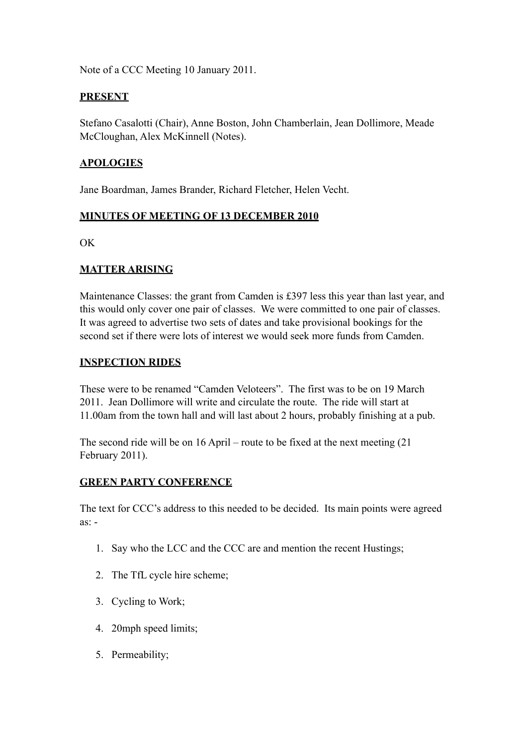Note of a CCC Meeting 10 January 2011.

## PRESENT

Stefano Casalotti (Chair), Anne Boston, John Chamberlain, Jean Dollimore, Meade McCloughan, Alex McKinnell (Notes).

## APOLOGIES

Jane Boardman, James Brander, Richard Fletcher, Helen Vecht.

## MINUTES OF MEETING OF 13 DECEMBER 2010

OK

## MATTER ARISING

Maintenance Classes: the grant from Camden is £397 less this year than last year, and this would only cover one pair of classes. We were committed to one pair of classes. It was agreed to advertise two sets of dates and take provisional bookings for the second set if there were lots of interest we would seek more funds from Camden.

## INSPECTION RIDES

These were to be renamed "Camden Veloteers". The first was to be on 19 March 2011. Jean Dollimore will write and circulate the route. The ride will start at 11.00am from the town hall and will last about 2 hours, probably finishing at a pub.

The second ride will be on 16 April – route to be fixed at the next meeting (21 February 2011).

## GREEN PARTY CONFERENCE

The text for CCC's address to this needed to be decided. Its main points were agreed as: -

1. Say who the LCC and the CCC are and mention the recent Hustings;
2. The TfL cycle hire scheme;
3. Cycling to Work;
4. 20mph speed limits;
5. Permeability;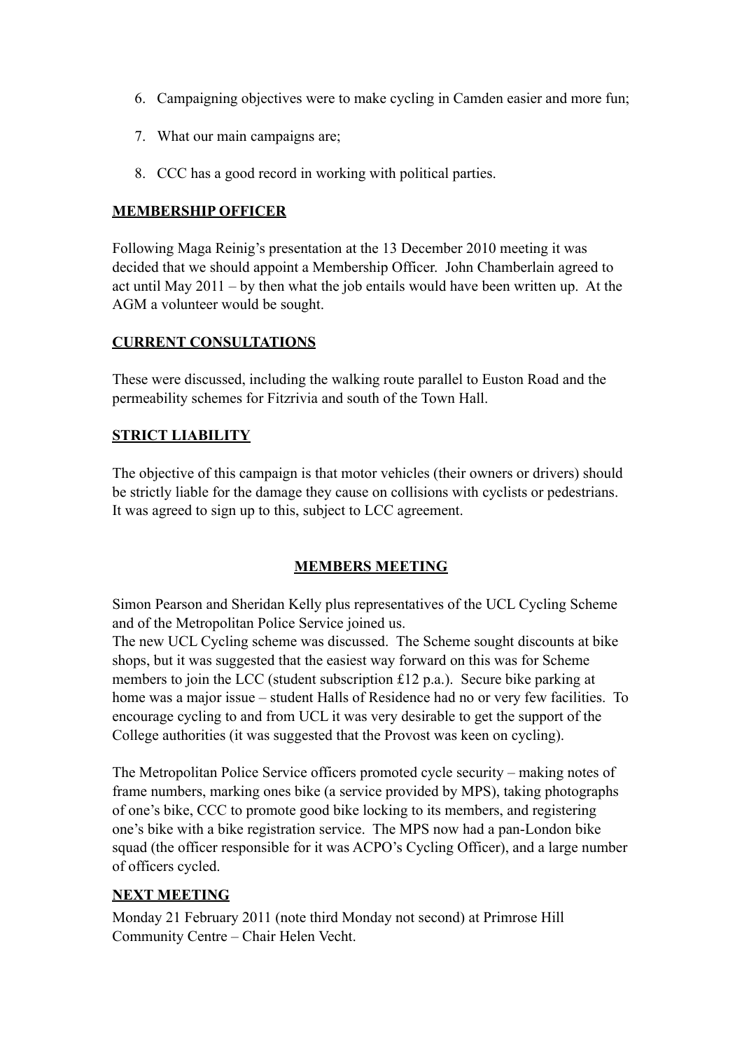6. Campaigning objectives were to make cycling in Camden easier and more fun;
7. What our main campaigns are;
8. CCC has a good record in working with political parties.

## MEMBERSHIP OFFICER

Following Maga Reinig's presentation at the 13 December 2010 meeting it was decided that we should appoint a Membership Officer. John Chamberlain agreed to act until May 2011 – by then what the job entails would have been written up. At the AGM a volunteer would be sought.

## CURRENT CONSULTATIONS

These were discussed, including the walking route parallel to Euston Road and the permeability schemes for Fitzrivia and south of the Town Hall.

## STRICT LIABILITY

The objective of this campaign is that motor vehicles (their owners or drivers) should be strictly liable for the damage they cause on collisions with cyclists or pedestrians. It was agreed to sign up to this, subject to LCC agreement.

## MEMBERS MEETING

Simon Pearson and Sheridan Kelly plus representatives of the UCL Cycling Scheme and of the Metropolitan Police Service joined us.
The new UCL Cycling scheme was discussed. The Scheme sought discounts at bike shops, but it was suggested that the easiest way forward on this was for Scheme members to join the LCC (student subscription £12 p.a.). Secure bike parking at home was a major issue – student Halls of Residence had no or very few facilities. To encourage cycling to and from UCL it was very desirable to get the support of the College authorities (it was suggested that the Provost was keen on cycling).

The Metropolitan Police Service officers promoted cycle security – making notes of frame numbers, marking ones bike (a service provided by MPS), taking photographs of one's bike, CCC to promote good bike locking to its members, and registering one's bike with a bike registration service. The MPS now had a pan-London bike squad (the officer responsible for it was ACPO's Cycling Officer), and a large number of officers cycled.

## NEXT MEETING

Monday 21 February 2011 (note third Monday not second) at Primrose Hill Community Centre – Chair Helen Vecht.